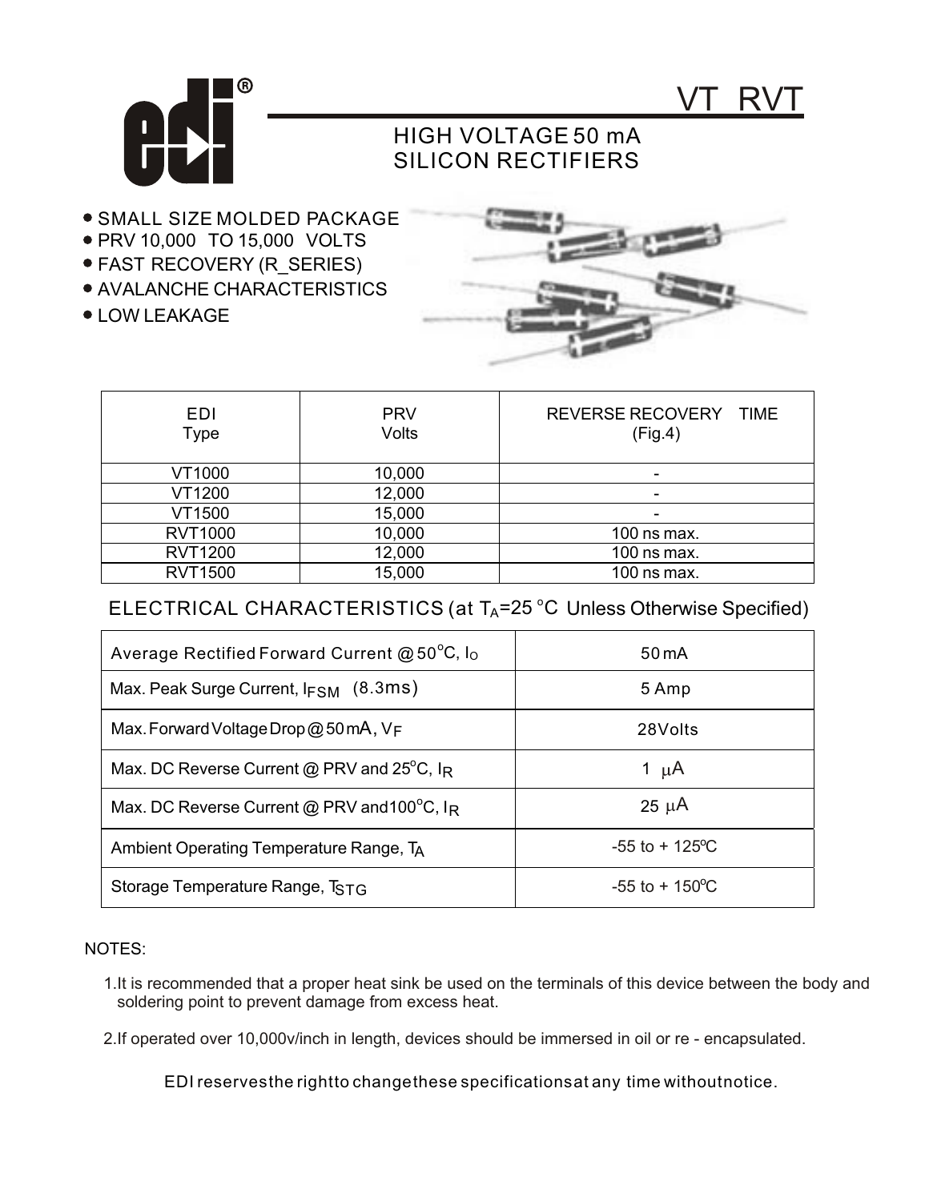# VT RVT

## HIGH VOLTAGE 50 mA SILICON RECTIFIERS

- SMALL SIZE MOLDED PACKAGE
- PRV 10,000 TO 15,000 VOLTS
- FAST RECOVERY (R_SERIES)
- AVALANCHE CHARACTERISTICS
- LOW LEAKAGE

| EDI Type | PRV Volts | REVERSE RECOVERY TIME (Fig.4) |
|---|---|---|
| VT1000 | 10,000 | - |
| VT1200 | 12,000 | - |
| VT1500 | 15,000 | - |
| RVT1000 | 10,000 | 100 ns max. |
| RVT1200 | 12,000 | 100 ns max. |
| RVT1500 | 15,000 | 100 ns max. |

## ELECTRICAL CHARACTERISTICS (at $T_A$=25 °C Unless Otherwise Specified)

| | |
|---|---|
| Average Rectified Forward Current @ 50°C, $I_O$ | 50 mA |
| Max. Peak Surge Current, $I_{FSM}$ (8.3ms) | 5 Amp |
| Max. Forward Voltage Drop @ 50 mA, $V_F$ | 28Volts |
| Max. DC Reverse Current @ PRV and 25°C, $I_R$ | 1 μA |
| Max. DC Reverse Current @ PRV and 100°C, $I_R$ | 25 μA |
| Ambient Operating Temperature Range, $T_A$ | -55 to + 125°C |
| Storage Temperature Range, $T_{STG}$ | -55 to + 150°C |

NOTES:

1. It is recommended that a proper heat sink be used on the terminals of this device between the body and soldering point to prevent damage from excess heat.

2. If operated over 10,000v/inch in length, devices should be immersed in oil or re - encapsulated.

EDI reserves the right to change these specifications at any time without notice.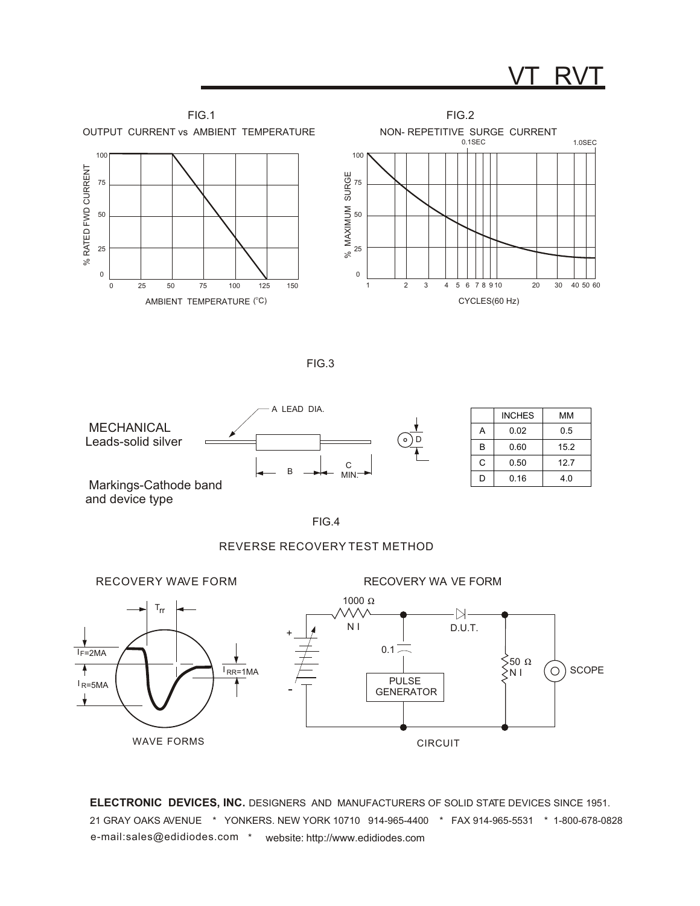# VT RVT

FIG.1

OUTPUT CURRENT vs AMBIENT TEMPERATURE

% RATED FWD CURRENT

100
75
50
25
0

0 25 50 75 100 125 150

AMBIENT TEMPERATURE (°C)

FIG.2

NON- REPETITIVE SURGE CURRENT

0.1SEC 1.0SEC

% MAXIMUM SURGE

100
75
50
25
0

1 2 3 4 5 6 7 8 9 10 20 30 40 50 60

CYCLES(60 Hz)

FIG.3

MECHANICAL
Leads-solid silver

Markings-Cathode band
and device type

A LEAD DIA.

B

C MIN.

D

| | INCHES | MM |
|---|---|---|
| A | 0.02 | 0.5 |
| B | 0.60 | 15.2 |
| C | 0.50 | 12.7 |
| D | 0.16 | 4.0 |

FIG.4

REVERSE RECOVERY TEST METHOD

RECOVERY WAVE FORM

$T_{rr}$

$I_F$=2MA

$I_R$=5MA

$I_{RR}$=1MA

WAVE FORMS

RECOVERY WA VE FORM

1000 Ω
N I

D.U.T.

+
-

0.1

PULSE GENERATOR

50 Ω
N I

SCOPE

CIRCUIT

**ELECTRONIC DEVICES, INC.** DESIGNERS AND MANUFACTURERS OF SOLID STATE DEVICES SINCE 1951.
21 GRAY OAKS AVENUE * YONKERS. NEW YORK 10710 914-965-4400 * FAX 914-965-5531 * 1-800-678-0828
e-mail:sales@edidiodes.com * website: http://www.edidiodes.com